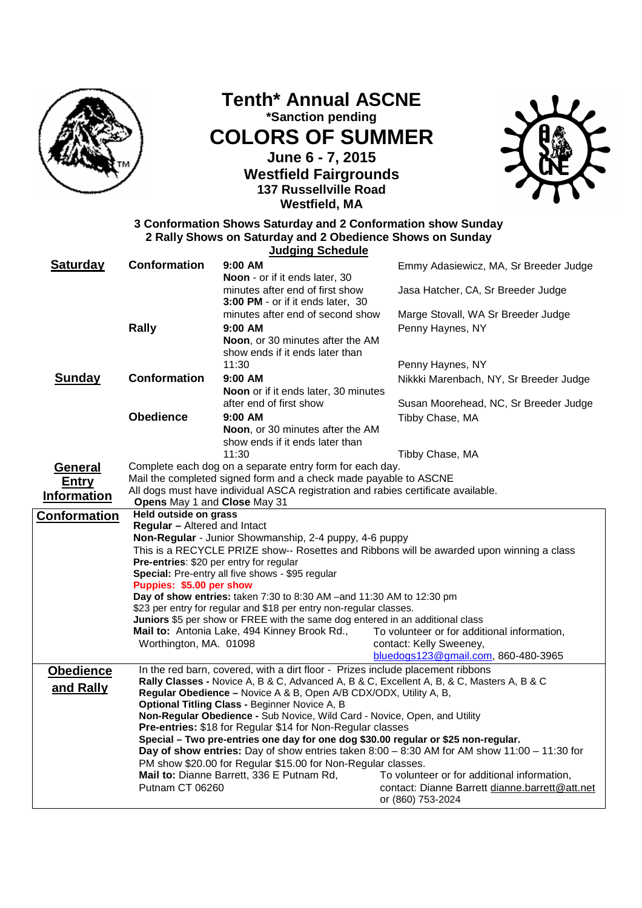# Tenth* Annual ASCNE

**\*Sanction pending**

# COLORS OF SUMMER

**June 6 - 7, 2015**

**Westfield Fairgrounds**

**137 Russellville Road**

**Westfield, MA**

**3 Conformation Shows Saturday and 2 Conformation show Sunday**

**2 Rally Shows on Saturday and 2 Obedience Shows on Sunday**

**Judging Schedule**

| | | | |
|---|---|---|---|
| **Saturday** | **Conformation** | **9:00 AM** | Emmy Adasiewicz, MA, Sr Breeder Judge |
| | | **Noon** - or if it ends later, 30 minutes after end of first show | Jasa Hatcher, CA, Sr Breeder Judge |
| | | **3:00 PM** - or if it ends later, 30 minutes after end of second show | Marge Stovall, WA Sr Breeder Judge |
| | **Rally** | **9:00 AM** | Penny Haynes, NY |
| | | **Noon**, or 30 minutes after the AM show ends if it ends later than 11:30 | Penny Haynes, NY |
| **Sunday** | **Conformation** | **9:00 AM** | Nikkki Marenbach, NY, Sr Breeder Judge |
| | | **Noon** or if it ends later, 30 minutes after end of first show | Susan Moorehead, NC, Sr Breeder Judge |
| | **Obedience** | **9:00 AM** | Tibby Chase, MA |
| | | **Noon**, or 30 minutes after the AM show ends if it ends later than 11:30 | Tibby Chase, MA |

## General Entry Information

Complete each dog on a separate entry form for each day.
Mail the completed signed form and a check made payable to ASCNE
All dogs must have individual ASCA registration and rabies certificate available.
**Opens** May 1 and **Close** May 31

## Conformation

**Held outside on grass**
**Regular –** Altered and Intact
**Non-Regular** - Junior Showmanship, 2-4 puppy, 4-6 puppy
This is a RECYCLE PRIZE show-- Rosettes and Ribbons will be awarded upon winning a class
**Pre-entries**: $20 per entry for regular
**Special:** Pre-entry all five shows - $95 regular
**Puppies: $5.00 per show**
**Day of show entries:** taken 7:30 to 8:30 AM –and 11:30 AM to 12:30 pm
$23 per entry for regular and $18 per entry non-regular classes.
**Juniors** $5 per show or FREE with the same dog entered in an additional class
**Mail to:** Antonia Lake, 494 Kinney Brook Rd., Worthington, MA. 01098

To volunteer or for additional information, contact: Kelly Sweeney, bluedogs123@gmail.com, 860-480-3965

## Obedience and Rally

In the red barn, covered, with a dirt floor - Prizes include placement ribbons
**Rally Classes -** Novice A, B & C, Advanced A, B & C, Excellent A, B, & C, Masters A, B & C
**Regular Obedience –** Novice A & B, Open A/B CDX/ODX, Utility A, B,
**Optional Titling Class -** Beginner Novice A, B
**Non-Regular Obedience -** Sub Novice, Wild Card - Novice, Open, and Utility
**Pre-entries:** $18 for Regular $14 for Non-Regular classes
**Special – Two pre-entries one day for one dog $30.00 regular or $25 non-regular.**
**Day of show entries:** Day of show entries taken 8:00 – 8:30 AM for AM show 11:00 – 11:30 for PM show $20.00 for Regular $15.00 for Non-Regular classes.
**Mail to:** Dianne Barrett, 336 E Putnam Rd, Putnam CT 06260

To volunteer or for additional information, contact: Dianne Barrett dianne.barrett@att.net or (860) 753-2024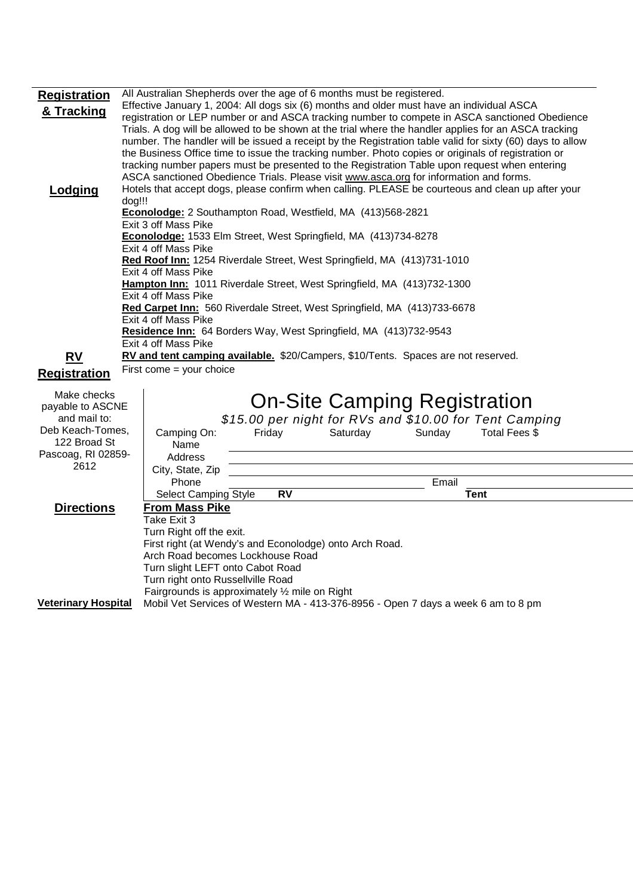**Registration & Tracking**

All Australian Shepherds over the age of 6 months must be registered.
Effective January 1, 2004: All dogs six (6) months and older must have an individual ASCA registration or LEP number or and ASCA tracking number to compete in ASCA sanctioned Obedience Trials. A dog will be allowed to be shown at the trial where the handler applies for an ASCA tracking number. The handler will be issued a receipt by the Registration table valid for sixty (60) days to allow the Business Office time to issue the tracking number. Photo copies or originals of registration or tracking number papers must be presented to the Registration Table upon request when entering ASCA sanctioned Obedience Trials. Please visit www.asca.org for information and forms.

**Lodging**

Hotels that accept dogs, please confirm when calling. PLEASE be courteous and clean up after your dog!!!

**Econolodge:** 2 Southampton Road, Westfield, MA (413)568-2821
Exit 3 off Mass Pike

**Econolodge:** 1533 Elm Street, West Springfield, MA (413)734-8278
Exit 4 off Mass Pike

**Red Roof Inn:** 1254 Riverdale Street, West Springfield, MA (413)731-1010
Exit 4 off Mass Pike

**Hampton Inn:** 1011 Riverdale Street, West Springfield, MA (413)732-1300
Exit 4 off Mass Pike

**Red Carpet Inn:** 560 Riverdale Street, West Springfield, MA (413)733-6678
Exit 4 off Mass Pike

**Residence Inn:** 64 Borders Way, West Springfield, MA (413)732-9543
Exit 4 off Mass Pike

**RV Registration**

**RV and tent camping available.** $20/Campers, $10/Tents. Spaces are not reserved.
First come = your choice

Make checks payable to ASCNE and mail to:
Deb Keach-Tomes,
122 Broad St
Pascoag, RI 02859-2612

# On-Site Camping Registration

*$15.00 per night for RVs and $10.00 for Tent Camping*

Camping On: Friday Saturday Sunday Total Fees $

Name ____________________

Address ____________________

City, State, Zip ____________________

Phone ____________________ Email ____________________

Select Camping Style **RV** ____________________ **Tent** ____________________

**Directions**

**From Mass Pike**

Take Exit 3
Turn Right off the exit.
First right (at Wendy's and Econolodge) onto Arch Road.
Arch Road becomes Lockhouse Road
Turn slight LEFT onto Cabot Road
Turn right onto Russellville Road
Fairgrounds is approximately ½ mile on Right

**Veterinary Hospital**

Mobil Vet Services of Western MA - 413-376-8956 - Open 7 days a week 6 am to 8 pm